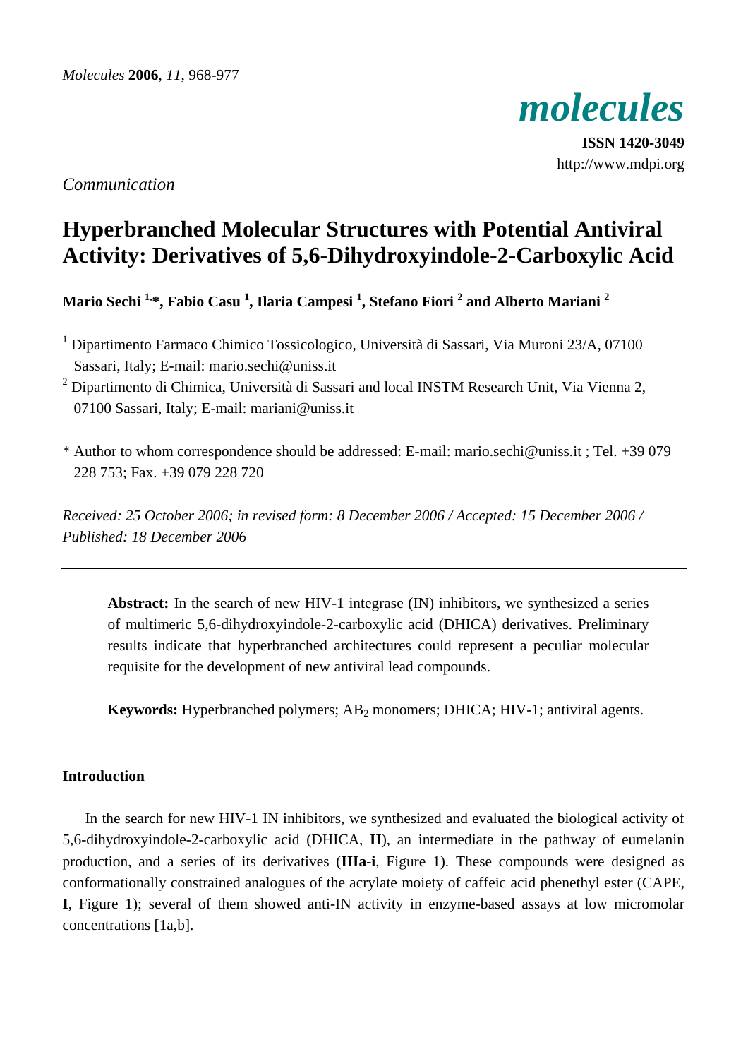*Communication*

# Hyperbranched Molecular Structures with Potential Antiviral Activity: Derivatives of 5,6-Dihydroxyindole-2-Carboxylic Acid

**Mario Sechi [1,*], Fabio Casu [1], Ilaria Campesi [1], Stefano Fiori [2] and Alberto Mariani [2]**

[1] Dipartimento Farmaco Chimico Tossicologico, Università di Sassari, Via Muroni 23/A, 07100 Sassari, Italy; E-mail: mario.sechi@uniss.it

[2] Dipartimento di Chimica, Università di Sassari and local INSTM Research Unit, Via Vienna 2, 07100 Sassari, Italy; E-mail: mariani@uniss.it

\* Author to whom correspondence should be addressed: E-mail: mario.sechi@uniss.it ; Tel. +39 079 228 753; Fax. +39 079 228 720

*Received: 25 October 2006; in revised form: 8 December 2006 / Accepted: 15 December 2006 / Published: 18 December 2006*

---

**Abstract:** In the search of new HIV-1 integrase (IN) inhibitors, we synthesized a series of multimeric 5,6-dihydroxyindole-2-carboxylic acid (DHICA) derivatives. Preliminary results indicate that hyperbranched architectures could represent a peculiar molecular requisite for the development of new antiviral lead compounds.

**Keywords:** Hyperbranched polymers; $AB_2$ monomers; DHICA; HIV-1; antiviral agents.

---

## Introduction

In the search for new HIV-1 IN inhibitors, we synthesized and evaluated the biological activity of 5,6-dihydroxyindole-2-carboxylic acid (DHICA, **II**), an intermediate in the pathway of eumelanin production, and a series of its derivatives (**IIIa-i**, Figure 1). These compounds were designed as conformationally constrained analogues of the acrylate moiety of caffeic acid phenethyl ester (CAPE, **I**, Figure 1); several of them showed anti-IN activity in enzyme-based assays at low micromolar concentrations [1a,b].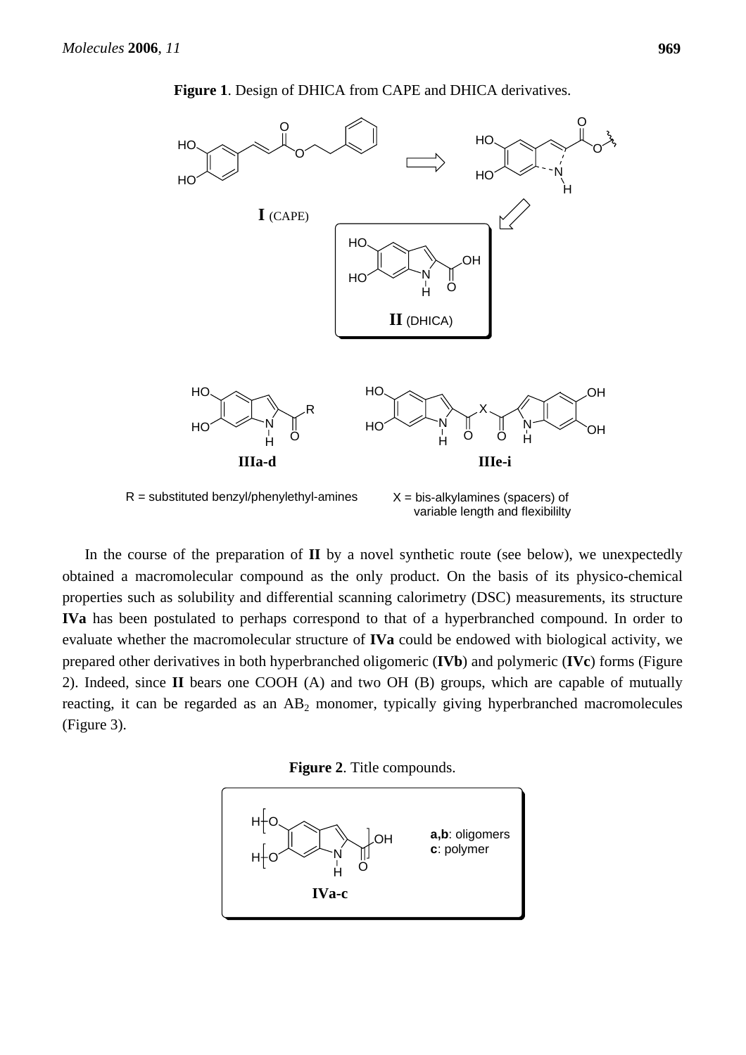**Figure 1**. Design of DHICA from CAPE and DHICA derivatives.

R = substituted benzyl/phenylethyl-amines

X = bis-alkylamines (spacers) of variable length and flexibililty

In the course of the preparation of **II** by a novel synthetic route (see below), we unexpectedly obtained a macromolecular compound as the only product. On the basis of its physico-chemical properties such as solubility and differential scanning calorimetry (DSC) measurements, its structure **IVa** has been postulated to perhaps correspond to that of a hyperbranched compound. In order to evaluate whether the macromolecular structure of **IVa** could be endowed with biological activity, we prepared other derivatives in both hyperbranched oligomeric (**IVb**) and polymeric (**IVc**) forms (Figure 2). Indeed, since **II** bears one COOH (A) and two OH (B) groups, which are capable of mutually reacting, it can be regarded as an $AB_2$ monomer, typically giving hyperbranched macromolecules (Figure 3).

**Figure 2**. Title compounds.

**a,b**: oligomers
**c**: polymer

**IVa-c**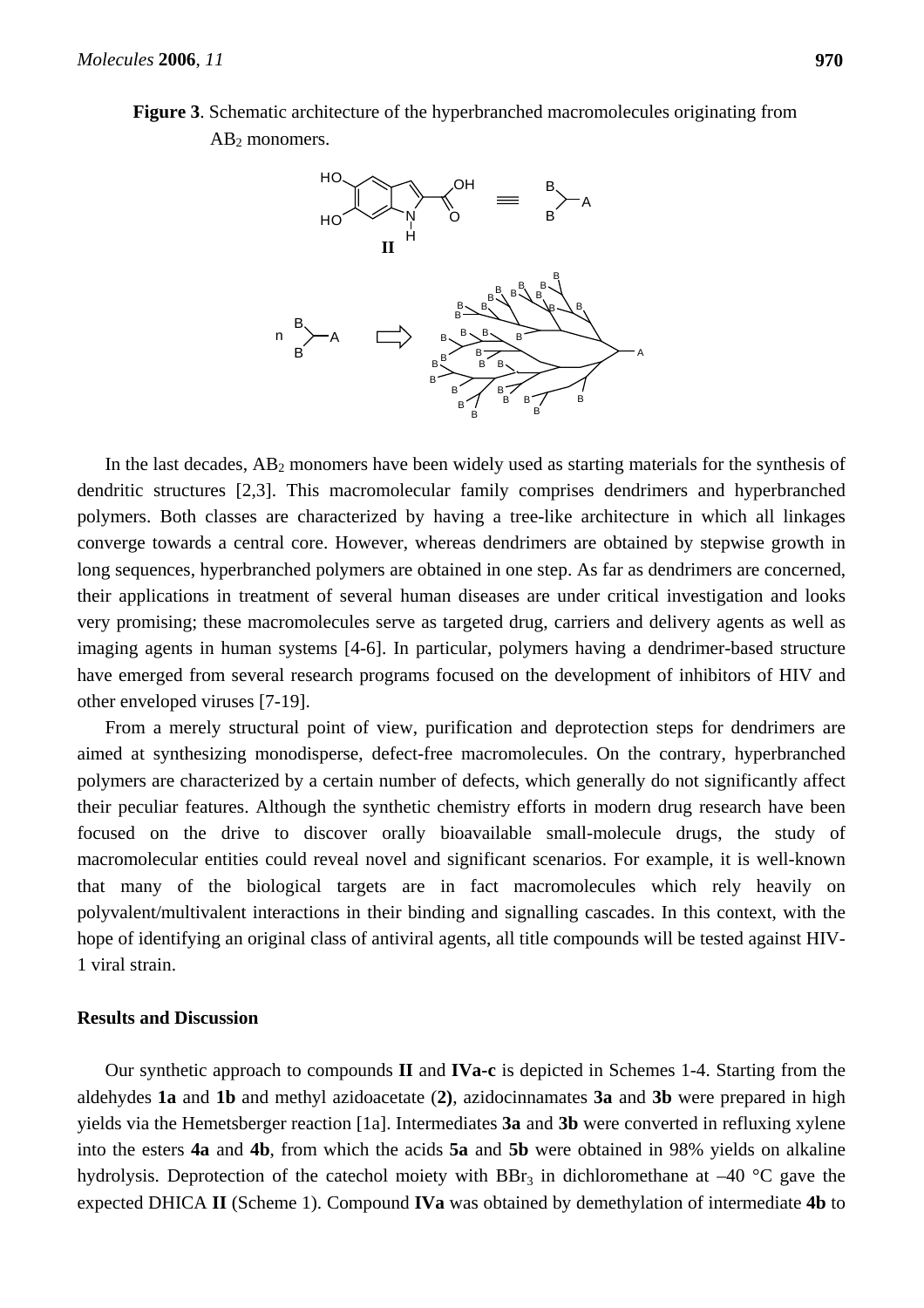**Figure 3**. Schematic architecture of the hyperbranched macromolecules originating from $AB_2$ monomers.

In the last decades, $AB_2$ monomers have been widely used as starting materials for the synthesis of dendritic structures [2,3]. This macromolecular family comprises dendrimers and hyperbranched polymers. Both classes are characterized by having a tree-like architecture in which all linkages converge towards a central core. However, whereas dendrimers are obtained by stepwise growth in long sequences, hyperbranched polymers are obtained in one step. As far as dendrimers are concerned, their applications in treatment of several human diseases are under critical investigation and looks very promising; these macromolecules serve as targeted drug, carriers and delivery agents as well as imaging agents in human systems [4-6]. In particular, polymers having a dendrimer-based structure have emerged from several research programs focused on the development of inhibitors of HIV and other enveloped viruses [7-19].

From a merely structural point of view, purification and deprotection steps for dendrimers are aimed at synthesizing monodisperse, defect-free macromolecules. On the contrary, hyperbranched polymers are characterized by a certain number of defects, which generally do not significantly affect their peculiar features. Although the synthetic chemistry efforts in modern drug research have been focused on the drive to discover orally bioavailable small-molecule drugs, the study of macromolecular entities could reveal novel and significant scenarios. For example, it is well-known that many of the biological targets are in fact macromolecules which rely heavily on polyvalent/multivalent interactions in their binding and signalling cascades. In this context, with the hope of identifying an original class of antiviral agents, all title compounds will be tested against HIV-1 viral strain.

## Results and Discussion

Our synthetic approach to compounds **II** and **IVa-c** is depicted in Schemes 1-4. Starting from the aldehydes **1a** and **1b** and methyl azidoacetate (**2)**, azidocinnamates **3a** and **3b** were prepared in high yields via the Hemetsberger reaction [1a]. Intermediates **3a** and **3b** were converted in refluxing xylene into the esters **4a** and **4b**, from which the acids **5a** and **5b** were obtained in 98% yields on alkaline hydrolysis. Deprotection of the catechol moiety with $BBr_3$ in dichloromethane at –40 °C gave the expected DHICA **II** (Scheme 1). Compound **IVa** was obtained by demethylation of intermediate **4b** to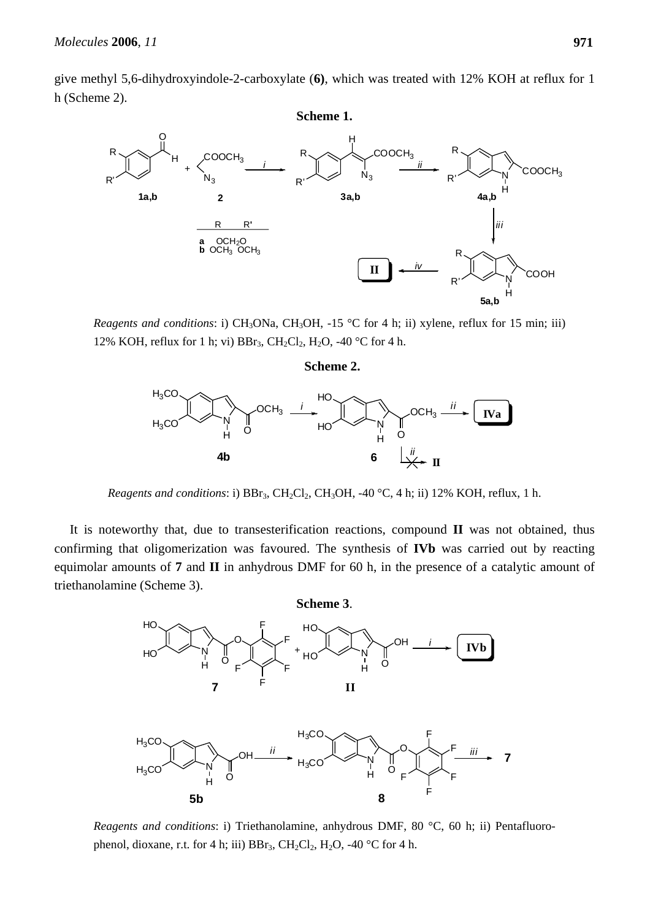give methyl 5,6-dihydroxyindole-2-carboxylate (**6**), which was treated with 12% KOH at reflux for 1 h (Scheme 2).

**Scheme 1.**

*Reagents and conditions*: i) $CH_3ONa$, $CH_3OH$, -15 °C for 4 h; ii) xylene, reflux for 15 min; iii) 12% KOH, reflux for 1 h; vi) $BBr_3$, $CH_2Cl_2$, $H_2O$, -40 °C for 4 h.

**Scheme 2.**

*Reagents and conditions*: i) $BBr_3$, $CH_2Cl_2$, $CH_3OH$, -40 °C, 4 h; ii) 12% KOH, reflux, 1 h.

It is noteworthy that, due to transesterification reactions, compound **II** was not obtained, thus confirming that oligomerization was favoured. The synthesis of **IVb** was carried out by reacting equimolar amounts of **7** and **II** in anhydrous DMF for 60 h, in the presence of a catalytic amount of triethanolamine (Scheme 3).

**Scheme 3**.

*Reagents and conditions*: i) Triethanolamine, anhydrous DMF, 80 °C, 60 h; ii) Pentafluorophenol, dioxane, r.t. for 4 h; iii) $BBr_3$, $CH_2Cl_2$, $H_2O$, -40 °C for 4 h.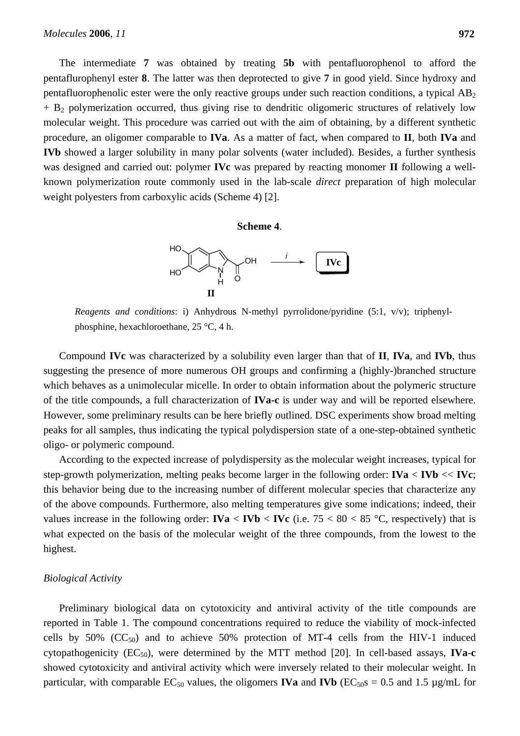The intermediate **7** was obtained by treating **5b** with pentafluorophenol to afford the pentaflurophenyl ester **8**. The latter was then deprotected to give **7** in good yield. Since hydroxy and pentafluorophenolic ester were the only reactive groups under such reaction conditions, a typical $AB_2 + B_2$ polymerization occurred, thus giving rise to dendritic oligomeric structures of relatively low molecular weight. This procedure was carried out with the aim of obtaining, by a different synthetic procedure, an oligomer comparable to **IVa**. As a matter of fact, when compared to **II**, both **IVa** and **IVb** showed a larger solubility in many polar solvents (water included). Besides, a further synthesis was designed and carried out: polymer **IVc** was prepared by reacting monomer **II** following a well-known polymerization route commonly used in the lab-scale *direct* preparation of high molecular weight polyesters from carboxylic acids (Scheme 4) [2].

**Scheme 4**.

*Reagents and conditions*: i) Anhydrous N-methyl pyrrolidone/pyridine (5:1, v/v); triphenyl-phosphine, hexachloroethane, 25 °C, 4 h.

Compound **IVc** was characterized by a solubility even larger than that of **II**, **IVa**, and **IVb**, thus suggesting the presence of more numerous OH groups and confirming a (highly-)branched structure which behaves as a unimolecular micelle. In order to obtain information about the polymeric structure of the title compounds, a full characterization of **IVa-c** is under way and will be reported elsewhere. However, some preliminary results can be here briefly outlined. DSC experiments show broad melting peaks for all samples, thus indicating the typical polydispersion state of a one-step-obtained synthetic oligo- or polymeric compound.

According to the expected increase of polydispersity as the molecular weight increases, typical for step-growth polymerization, melting peaks become larger in the following order: **IVa** < **IVb** << **IVc**; this behavior being due to the increasing number of different molecular species that characterize any of the above compounds. Furthermore, also melting temperatures give some indications; indeed, their values increase in the following order: **IVa** < **IVb** < **IVc** (i.e. 75 < 80 < 85 °C, respectively) that is what expected on the basis of the molecular weight of the three compounds, from the lowest to the highest.

*Biological Activity*

Preliminary biological data on cytotoxicity and antiviral activity of the title compounds are reported in Table 1. The compound concentrations required to reduce the viability of mock-infected cells by 50% ($CC_{50}$) and to achieve 50% protection of MT-4 cells from the HIV-1 induced cytopathogenicity ($EC_{50}$), were determined by the MTT method [20]. In cell-based assays, **IVa-c** showed cytotoxicity and antiviral activity which were inversely related to their molecular weight. In particular, with comparable $EC_{50}$ values, the oligomers **IVa** and **IVb** ($EC_{50}$s = 0.5 and 1.5 µg/mL for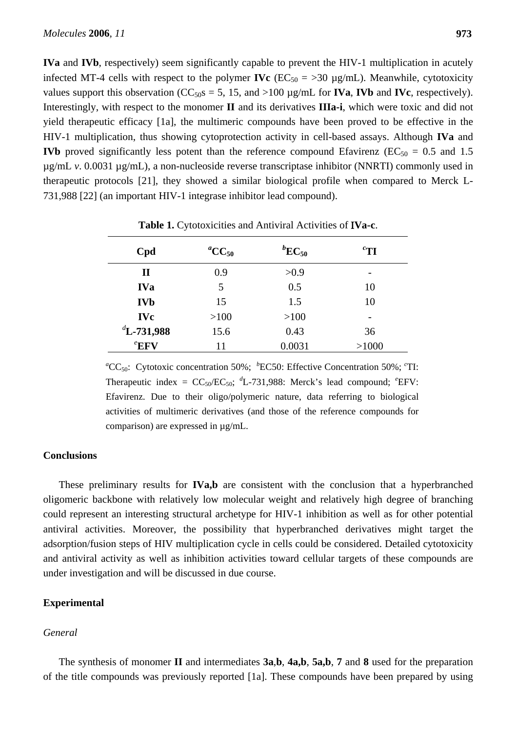**IVa** and **IVb**, respectively) seem significantly capable to prevent the HIV-1 multiplication in acutely infected MT-4 cells with respect to the polymer **IVc** ($EC_{50}$ = >30 µg/mL). Meanwhile, cytotoxicity values support this observation ($CC_{50}$s = 5, 15, and >100 µg/mL for **IVa**, **IVb** and **IVc**, respectively). Interestingly, with respect to the monomer **II** and its derivatives **IIIa-i**, which were toxic and did not yield therapeutic efficacy [1a], the multimeric compounds have been proved to be effective in the HIV-1 multiplication, thus showing cytoprotection activity in cell-based assays. Although **IVa** and **IVb** proved significantly less potent than the reference compound Efavirenz ($EC_{50}$ = 0.5 and 1.5 µg/mL *v*. 0.0031 µg/mL), a non-nucleoside reverse transcriptase inhibitor (NNRTI) commonly used in therapeutic protocols [21], they showed a similar biological profile when compared to Merck L-731,988 [22] (an important HIV-1 integrase inhibitor lead compound).

**Table 1.** Cytotoxicities and Antiviral Activities of **IVa-c**.

| Cpd | [a]$CC_{50}$ | [b]$EC_{50}$ | [c]TI |
|---|---|---|---|
| **II** | 0.9 | >0.9 | - |
| **IVa** | 5 | 0.5 | 10 |
| **IVb** | 15 | 1.5 | 10 |
| **IVc** | >100 | >100 | - |
| [d]**L-731,988** | 15.6 | 0.43 | 36 |
| [e]**EFV** | 11 | 0.0031 | >1000 |

[a]$CC_{50}$: Cytotoxic concentration 50%; [b]EC50: Effective Concentration 50%; [c]TI: Therapeutic index = $CC_{50}/EC_{50}$; [d]L-731,988: Merck's lead compound; [e]EFV: Efavirenz. Due to their oligo/polymeric nature, data referring to biological activities of multimeric derivatives (and those of the reference compounds for comparison) are expressed in µg/mL.

## Conclusions

These preliminary results for **IVa,b** are consistent with the conclusion that a hyperbranched oligomeric backbone with relatively low molecular weight and relatively high degree of branching could represent an interesting structural archetype for HIV-1 inhibition as well as for other potential antiviral activities. Moreover, the possibility that hyperbranched derivatives might target the adsorption/fusion steps of HIV multiplication cycle in cells could be considered. Detailed cytotoxicity and antiviral activity as well as inhibition activities toward cellular targets of these compounds are under investigation and will be discussed in due course.

## Experimental

### *General*

The synthesis of monomer **II** and intermediates **3a**,**b**, **4a,b**, **5a,b**, **7** and **8** used for the preparation of the title compounds was previously reported [1a]. These compounds have been prepared by using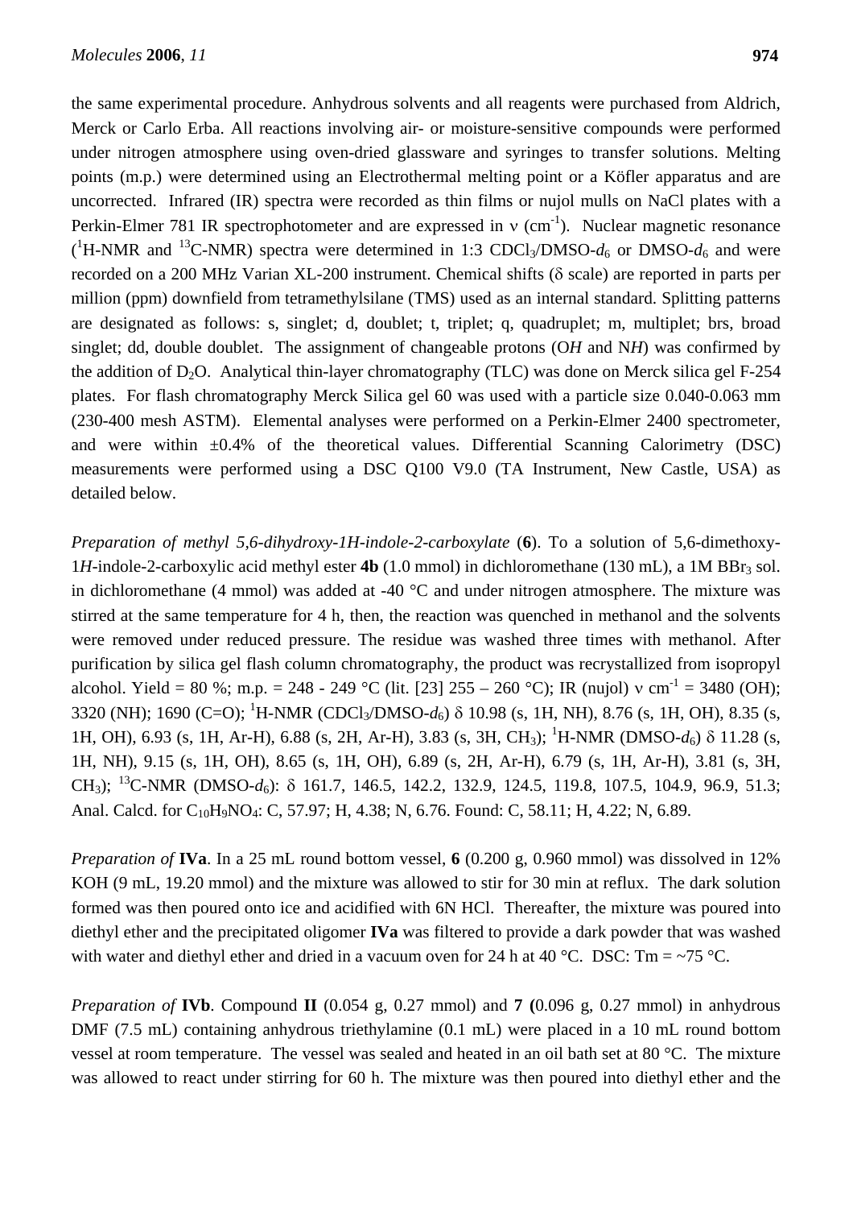the same experimental procedure. Anhydrous solvents and all reagents were purchased from Aldrich, Merck or Carlo Erba. All reactions involving air- or moisture-sensitive compounds were performed under nitrogen atmosphere using oven-dried glassware and syringes to transfer solutions. Melting points (m.p.) were determined using an Electrothermal melting point or a Köfler apparatus and are uncorrected. Infrared (IR) spectra were recorded as thin films or nujol mulls on NaCl plates with a Perkin-Elmer 781 IR spectrophotometer and are expressed in ν ($cm^{-1}$). Nuclear magnetic resonance ($^1H$-NMR and $^{13}C$-NMR) spectra were determined in 1:3 $CDCl_3$/DMSO-$d_6$ or DMSO-$d_6$ and were recorded on a 200 MHz Varian XL-200 instrument. Chemical shifts (δ scale) are reported in parts per million (ppm) downfield from tetramethylsilane (TMS) used as an internal standard. Splitting patterns are designated as follows: s, singlet; d, doublet; t, triplet; q, quadruplet; m, multiplet; brs, broad singlet; dd, double doublet. The assignment of changeable protons (O*H* and N*H*) was confirmed by the addition of $D_2O$. Analytical thin-layer chromatography (TLC) was done on Merck silica gel F-254 plates. For flash chromatography Merck Silica gel 60 was used with a particle size 0.040-0.063 mm (230-400 mesh ASTM). Elemental analyses were performed on a Perkin-Elmer 2400 spectrometer, and were within ±0.4% of the theoretical values. Differential Scanning Calorimetry (DSC) measurements were performed using a DSC Q100 V9.0 (TA Instrument, New Castle, USA) as detailed below.

*Preparation of methyl 5,6-dihydroxy-1H-indole-2-carboxylate* (**6**). To a solution of 5,6-dimethoxy-1*H*-indole-2-carboxylic acid methyl ester **4b** (1.0 mmol) in dichloromethane (130 mL), a 1M $BBr_3$ sol. in dichloromethane (4 mmol) was added at -40 °C and under nitrogen atmosphere. The mixture was stirred at the same temperature for 4 h, then, the reaction was quenched in methanol and the solvents were removed under reduced pressure. The residue was washed three times with methanol. After purification by silica gel flash column chromatography, the product was recrystallized from isopropyl alcohol. Yield = 80 %; m.p. = 248 - 249 °C (lit. [23] 255 – 260 °C); IR (nujol) ν $cm^{-1}$ = 3480 (OH); 3320 (NH); 1690 (C=O); $^1H$-NMR ($CDCl_3$/DMSO-$d_6$) δ 10.98 (s, 1H, NH), 8.76 (s, 1H, OH), 8.35 (s, 1H, OH), 6.93 (s, 1H, Ar-H), 6.88 (s, 2H, Ar-H), 3.83 (s, 3H, $CH_3$); $^1H$-NMR (DMSO-$d_6$) δ 11.28 (s, 1H, NH), 9.15 (s, 1H, OH), 8.65 (s, 1H, OH), 6.89 (s, 2H, Ar-H), 6.79 (s, 1H, Ar-H), 3.81 (s, 3H, $CH_3$); $^{13}C$-NMR (DMSO-$d_6$): δ 161.7, 146.5, 142.2, 132.9, 124.5, 119.8, 107.5, 104.9, 96.9, 51.3; Anal. Calcd. for $C_{10}H_9NO_4$: C, 57.97; H, 4.38; N, 6.76. Found: C, 58.11; H, 4.22; N, 6.89.

*Preparation of* **IVa**. In a 25 mL round bottom vessel, **6** (0.200 g, 0.960 mmol) was dissolved in 12% KOH (9 mL, 19.20 mmol) and the mixture was allowed to stir for 30 min at reflux. The dark solution formed was then poured onto ice and acidified with 6N HCl. Thereafter, the mixture was poured into diethyl ether and the precipitated oligomer **IVa** was filtered to provide a dark powder that was washed with water and diethyl ether and dried in a vacuum oven for 24 h at 40 °C. DSC: Tm = ~75 °C.

*Preparation of* **IVb**. Compound **II** (0.054 g, 0.27 mmol) and **7** (0.096 g, 0.27 mmol) in anhydrous DMF (7.5 mL) containing anhydrous triethylamine (0.1 mL) were placed in a 10 mL round bottom vessel at room temperature. The vessel was sealed and heated in an oil bath set at 80 °C. The mixture was allowed to react under stirring for 60 h. The mixture was then poured into diethyl ether and the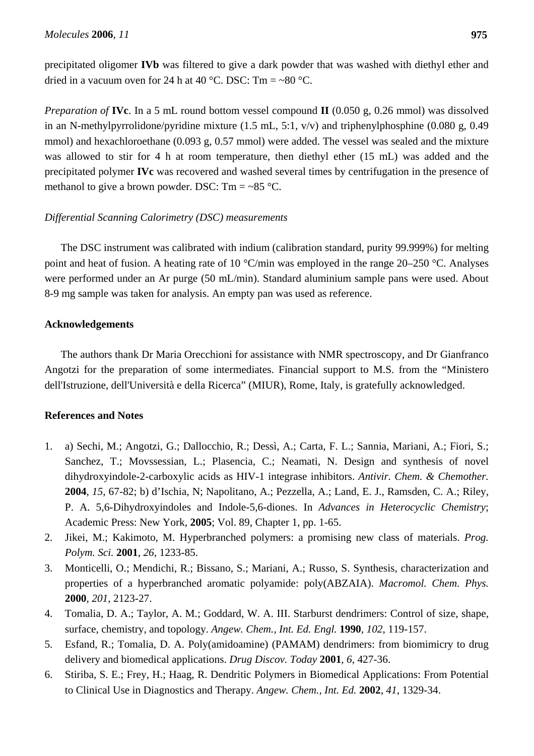precipitated oligomer **IVb** was filtered to give a dark powder that was washed with diethyl ether and dried in a vacuum oven for 24 h at 40 °C. DSC: Tm = ~80 °C.

*Preparation of* **IVc**. In a 5 mL round bottom vessel compound **II** (0.050 g, 0.26 mmol) was dissolved in an N-methylpyrrolidone/pyridine mixture (1.5 mL, 5:1, v/v) and triphenylphosphine (0.080 g, 0.49 mmol) and hexachloroethane (0.093 g, 0.57 mmol) were added. The vessel was sealed and the mixture was allowed to stir for 4 h at room temperature, then diethyl ether (15 mL) was added and the precipitated polymer **IVc** was recovered and washed several times by centrifugation in the presence of methanol to give a brown powder. DSC: Tm = ~85 °C.

*Differential Scanning Calorimetry (DSC) measurements*

The DSC instrument was calibrated with indium (calibration standard, purity 99.999%) for melting point and heat of fusion. A heating rate of 10 °C/min was employed in the range 20–250 °C. Analyses were performed under an Ar purge (50 mL/min). Standard aluminium sample pans were used. About 8-9 mg sample was taken for analysis. An empty pan was used as reference.

## Acknowledgements

The authors thank Dr Maria Orecchioni for assistance with NMR spectroscopy, and Dr Gianfranco Angotzi for the preparation of some intermediates. Financial support to M.S. from the "Ministero dell'Istruzione, dell'Università e della Ricerca" (MIUR), Rome, Italy, is gratefully acknowledged.

## References and Notes

1. a) Sechi, M.; Angotzi, G.; Dallocchio, R.; Dessì, A.; Carta, F. L.; Sannia, Mariani, A.; Fiori, S.; Sanchez, T.; Movssessian, L.; Plasencia, C.; Neamati, N. Design and synthesis of novel dihydroxyindole-2-carboxylic acids as HIV-1 integrase inhibitors. *Antivir. Chem. & Chemother.* **2004**, *15*, 67-82; b) d'Ischia, N; Napolitano, A.; Pezzella, A.; Land, E. J., Ramsden, C. A.; Riley, P. A. 5,6-Dihydroxyindoles and Indole-5,6-diones. In *Advances in Heterocyclic Chemistry*; Academic Press: New York, **2005**; Vol. 89, Chapter 1, pp. 1-65.
2. Jikei, M.; Kakimoto, M. Hyperbranched polymers: a promising new class of materials. *Prog. Polym. Sci.* **2001**, *26*, 1233-85.
3. Monticelli, O.; Mendichi, R.; Bissano, S.; Mariani, A.; Russo, S. Synthesis, characterization and properties of a hyperbranched aromatic polyamide: poly(ABZAIA). *Macromol. Chem. Phys.* **2000**, *201*, 2123-27.
4. Tomalia, D. A.; Taylor, A. M.; Goddard, W. A. III. Starburst dendrimers: Control of size, shape, surface, chemistry, and topology. *Angew. Chem., Int. Ed. Engl.* **1990**, *102*, 119-157.
5. Esfand, R.; Tomalia, D. A. Poly(amidoamine) (PAMAM) dendrimers: from biomimicry to drug delivery and biomedical applications. *Drug Discov. Today* **2001**, *6*, 427-36.
6. Stiriba, S. E.; Frey, H.; Haag, R. Dendritic Polymers in Biomedical Applications: From Potential to Clinical Use in Diagnostics and Therapy. *Angew. Chem., Int. Ed.* **2002**, *41*, 1329-34.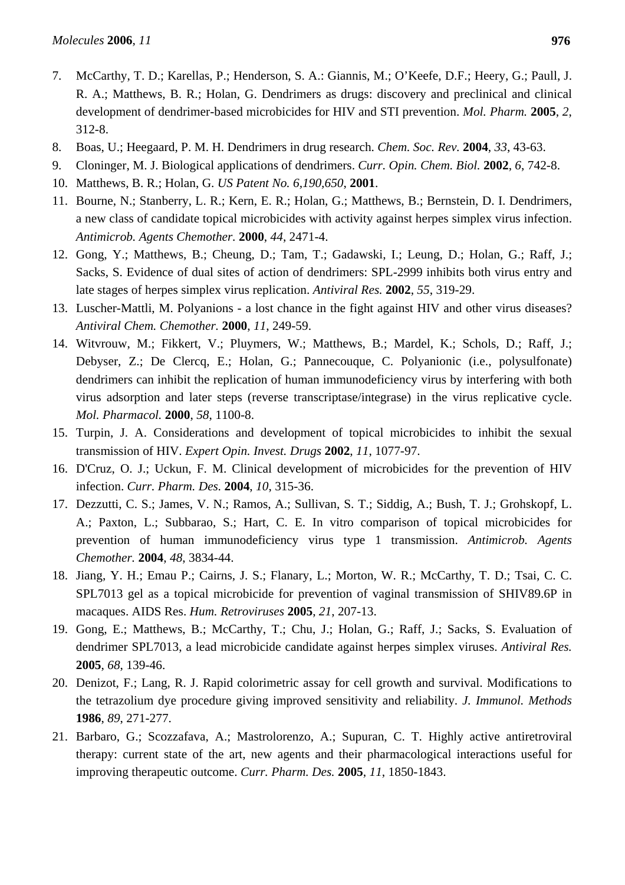7. McCarthy, T. D.; Karellas, P.; Henderson, S. A.: Giannis, M.; O'Keefe, D.F.; Heery, G.; Paull, J. R. A.; Matthews, B. R.; Holan, G. Dendrimers as drugs: discovery and preclinical and clinical development of dendrimer-based microbicides for HIV and STI prevention. *Mol. Pharm.* **2005**, *2*, 312-8.
8. Boas, U.; Heegaard, P. M. H. Dendrimers in drug research. *Chem. Soc. Rev.* **2004**, *33*, 43-63.
9. Cloninger, M. J. Biological applications of dendrimers. *Curr. Opin. Chem. Biol.* **2002**, *6*, 742-8.
10. Matthews, B. R.; Holan, G. *US Patent No. 6,190,650*, **2001**.
11. Bourne, N.; Stanberry, L. R.; Kern, E. R.; Holan, G.; Matthews, B.; Bernstein, D. I. Dendrimers, a new class of candidate topical microbicides with activity against herpes simplex virus infection. *Antimicrob. Agents Chemother.* **2000**, *44*, 2471-4.
12. Gong, Y.; Matthews, B.; Cheung, D.; Tam, T.; Gadawski, I.; Leung, D.; Holan, G.; Raff, J.; Sacks, S. Evidence of dual sites of action of dendrimers: SPL-2999 inhibits both virus entry and late stages of herpes simplex virus replication. *Antiviral Res.* **2002**, *55*, 319-29.
13. Luscher-Mattli, M. Polyanions - a lost chance in the fight against HIV and other virus diseases? *Antiviral Chem. Chemother.* **2000**, *11*, 249-59.
14. Witvrouw, M.; Fikkert, V.; Pluymers, W.; Matthews, B.; Mardel, K.; Schols, D.; Raff, J.; Debyser, Z.; De Clercq, E.; Holan, G.; Pannecouque, C. Polyanionic (i.e., polysulfonate) dendrimers can inhibit the replication of human immunodeficiency virus by interfering with both virus adsorption and later steps (reverse transcriptase/integrase) in the virus replicative cycle. *Mol. Pharmacol.* **2000**, *58*, 1100-8.
15. Turpin, J. A. Considerations and development of topical microbicides to inhibit the sexual transmission of HIV. *Expert Opin. Invest. Drugs* **2002**, *11*, 1077-97.
16. D'Cruz, O. J.; Uckun, F. M. Clinical development of microbicides for the prevention of HIV infection. *Curr. Pharm. Des.* **2004**, *10*, 315-36.
17. Dezzutti, C. S.; James, V. N.; Ramos, A.; Sullivan, S. T.; Siddig, A.; Bush, T. J.; Grohskopf, L. A.; Paxton, L.; Subbarao, S.; Hart, C. E. In vitro comparison of topical microbicides for prevention of human immunodeficiency virus type 1 transmission. *Antimicrob. Agents Chemother.* **2004**, *48*, 3834-44.
18. Jiang, Y. H.; Emau P.; Cairns, J. S.; Flanary, L.; Morton, W. R.; McCarthy, T. D.; Tsai, C. C. SPL7013 gel as a topical microbicide for prevention of vaginal transmission of SHIV89.6P in macaques. AIDS Res. *Hum. Retroviruses* **2005**, *21*, 207-13.
19. Gong, E.; Matthews, B.; McCarthy, T.; Chu, J.; Holan, G.; Raff, J.; Sacks, S. Evaluation of dendrimer SPL7013, a lead microbicide candidate against herpes simplex viruses. *Antiviral Res.* **2005**, *68*, 139-46.
20. Denizot, F.; Lang, R. J. Rapid colorimetric assay for cell growth and survival. Modifications to the tetrazolium dye procedure giving improved sensitivity and reliability. *J. Immunol. Methods* **1986**, *89*, 271-277.
21. Barbaro, G.; Scozzafava, A.; Mastrolorenzo, A.; Supuran, C. T. Highly active antiretroviral therapy: current state of the art, new agents and their pharmacological interactions useful for improving therapeutic outcome. *Curr. Pharm. Des.* **2005**, *11*, 1850-1843.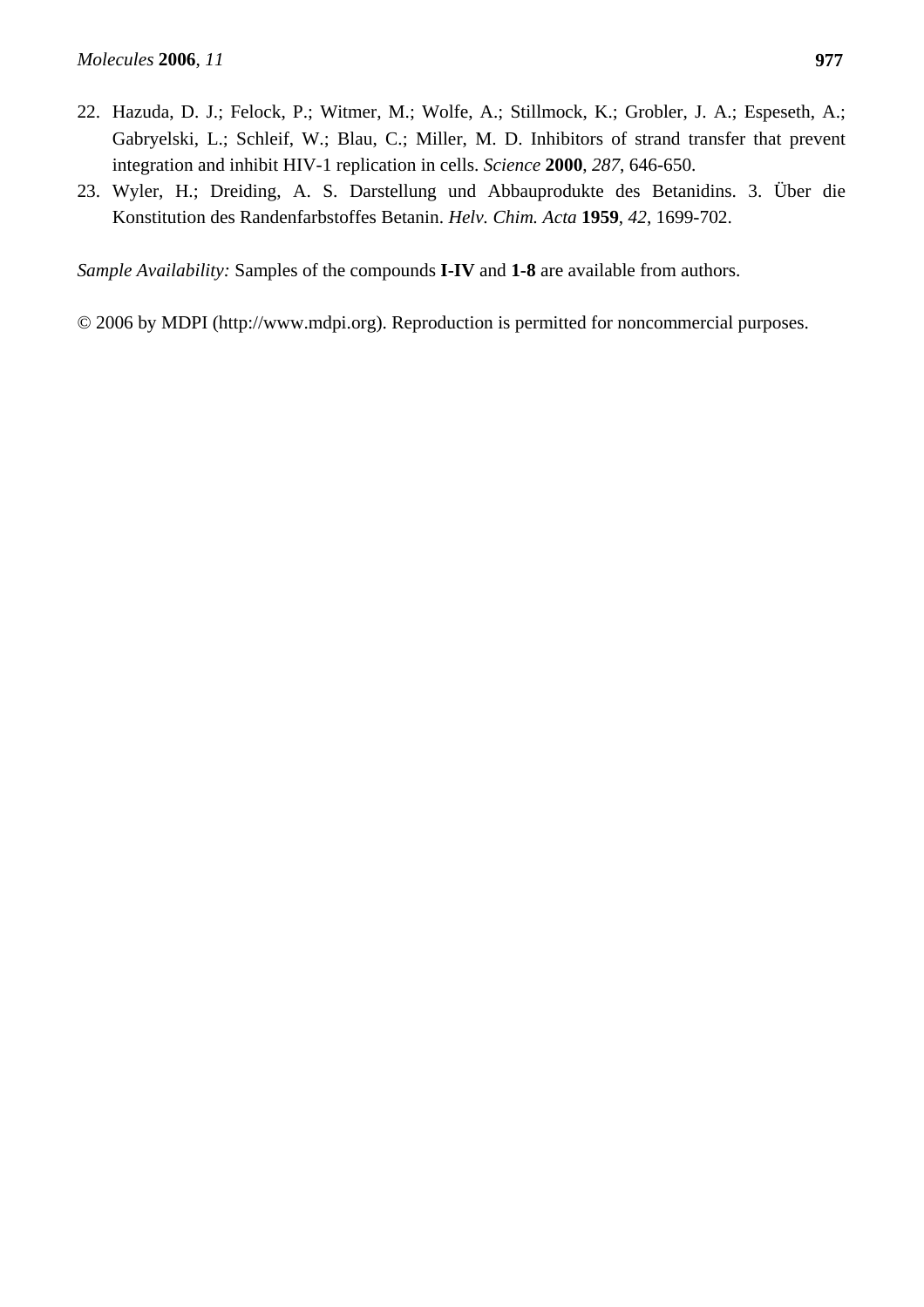22. Hazuda, D. J.; Felock, P.; Witmer, M.; Wolfe, A.; Stillmock, K.; Grobler, J. A.; Espeseth, A.; Gabryelski, L.; Schleif, W.; Blau, C.; Miller, M. D. Inhibitors of strand transfer that prevent integration and inhibit HIV-1 replication in cells. *Science* **2000**, *287*, 646-650.
23. Wyler, H.; Dreiding, A. S. Darstellung und Abbauprodukte des Betanidins. 3. Über die Konstitution des Randenfarbstoffes Betanin. *Helv. Chim. Acta* **1959**, *42*, 1699-702.

*Sample Availability:* Samples of the compounds **I-IV** and **1-8** are available from authors.

© 2006 by MDPI (http://www.mdpi.org). Reproduction is permitted for noncommercial purposes.